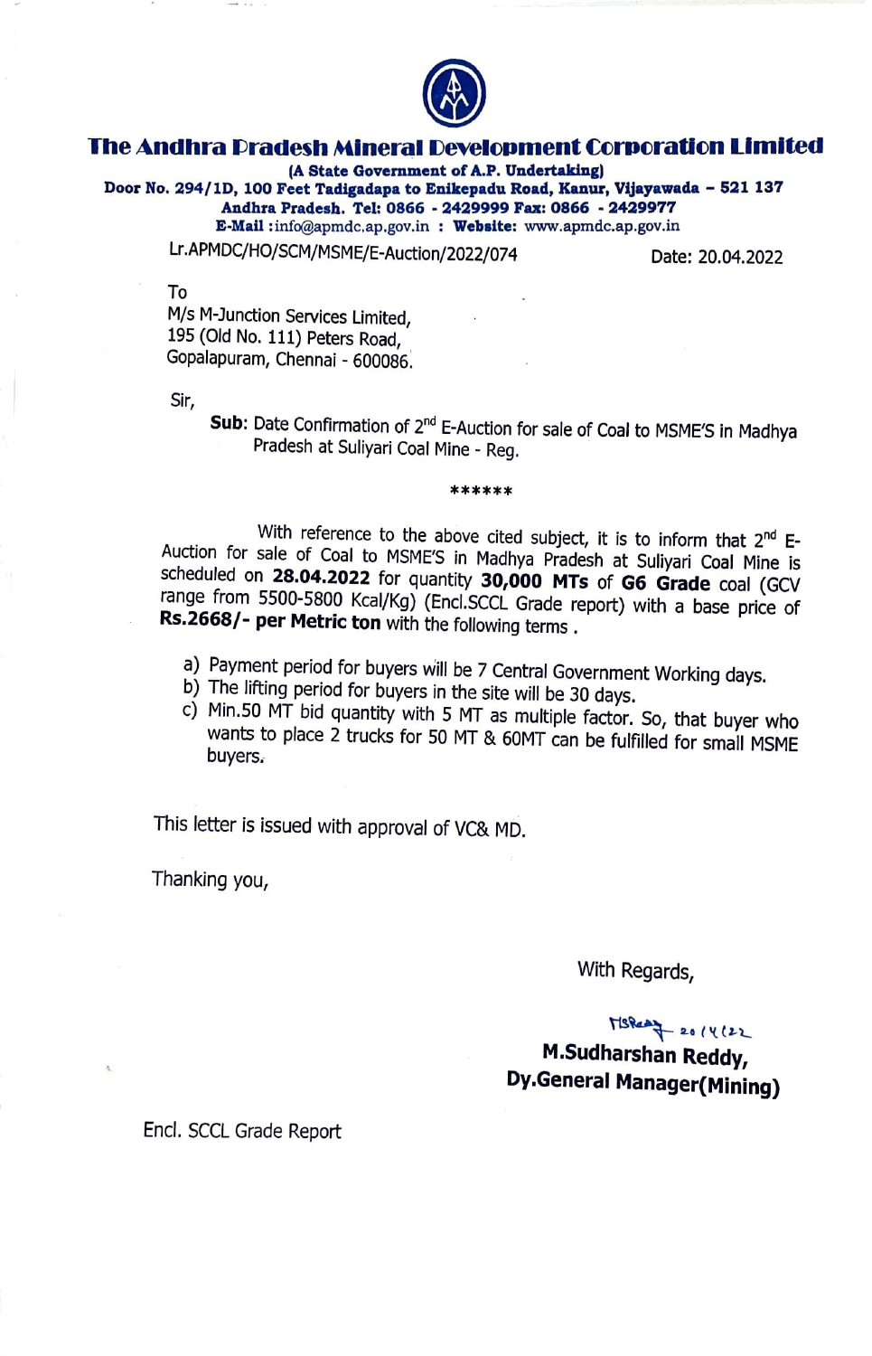# The Andhra Pradesh Mineral Development Corporation Limited

**(A State Government of A.P. Undertaking)**
**Door No. 294/1D, 100 Feet Tadigadapa to Enikepadu Road, Kanur, Vijayawada – 521 137**
**Andhra Pradesh. Tel: 0866 - 2429999 Fax: 0866 - 2429977**
**E-Mail** :info@apmdc.ap.gov.in : **Website:** www.apmdc.ap.gov.in

Lr.APMDC/HO/SCM/MSME/E-Auction/2022/074 Date: 20.04.2022

To
M/s M-Junction Services Limited,
195 (Old No. 111) Peters Road,
Gopalapuram, Chennai - 600086.

Sir,

**Sub**: Date Confirmation of 2nd E-Auction for sale of Coal to MSME'S in Madhya Pradesh at Suliyari Coal Mine - Reg.

******

With reference to the above cited subject, it is to inform that 2nd E-Auction for sale of Coal to MSME'S in Madhya Pradesh at Suliyari Coal Mine is scheduled on **28.04.2022** for quantity **30,000 MTs** of **G6 Grade** coal (GCV range from 5500-5800 Kcal/Kg) (Encl.SCCL Grade report) with a base price of **Rs.2668/- per Metric ton** with the following terms .

a) Payment period for buyers will be 7 Central Government Working days.
b) The lifting period for buyers in the site will be 30 days.
c) Min.50 MT bid quantity with 5 MT as multiple factor. So, that buyer who wants to place 2 trucks for 50 MT & 60MT can be fulfilled for small MSME buyers.

This letter is issued with approval of VC& MD.

Thanking you,

With Regards,

MSReddy 20/4/22
**M.Sudharshan Reddy,**
**Dy.General Manager(Mining)**

Encl. SCCL Grade Report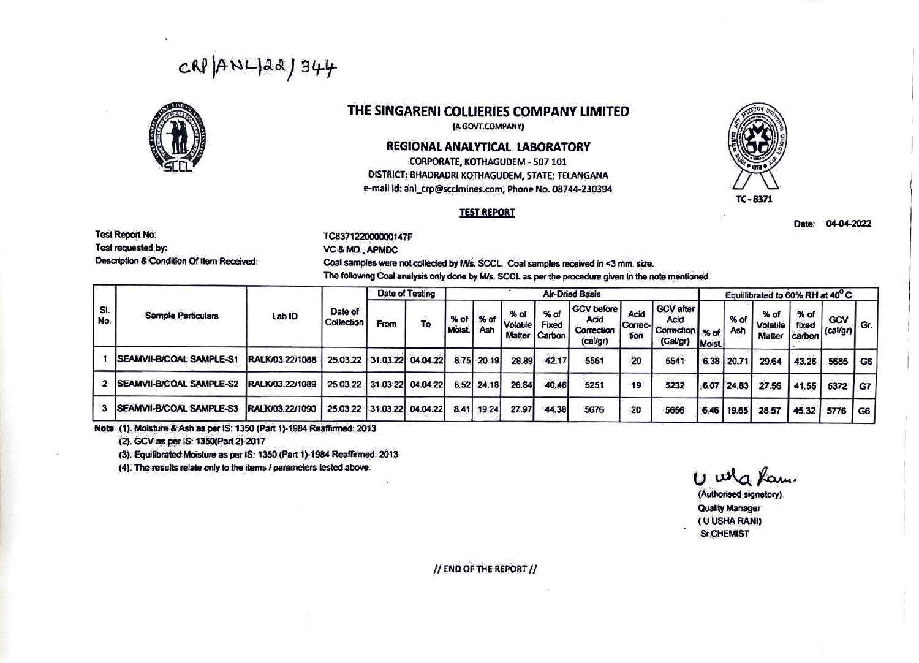CRP/ANL/22/344

# THE SINGARENI COLLIERIES COMPANY LIMITED

(A GOVT.COMPANY)

## REGIONAL ANALYTICAL LABORATORY

CORPORATE, KOTHAGUDEM - 507 101

DISTRICT: BHADRADRI KOTHAGUDEM, STATE: TELANGANA

e-mail id: anl_crp@scclmines.com, Phone No. 08744-230394

TC-8371

### TEST REPORT

Date: 04-04-2022

Test Report No: TC837122000000147F

Test requested by: VC & MD., APMDC

Description & Condition Of Item Received: Coal samples were not collected by M/s. SCCL. Coal samples received in <3 mm. size. The following Coal analysis only done by M/s. SCCL as per the procedure given in the note mentioned.

| Sl. No. | Sample Particulars | Lab ID | Date of Collection | Date of Testing | | Air-Dried Basis | | | | | | | Equilibrated to 60% RH at 40° C | | | | | |
|---|---|---|---|---|---|---|---|---|---|---|---|---|---|---|---|---|---|---|
| | | | | From | To | % of Moist. | % of Ash | % of Volatile Matter | % of Fixed Carbon | GCV before Acid Correction (cal/gr) | Acid Correction | GCV after Acid Correction (Cal/gr) | % of Moist. | % of Ash | % of Volatile Matter | % of fixed carbon | GCV (cal/gr) | Gr. |
| 1 | SEAMVII-B/COAL SAMPLE-S1 | RALK/03.22/1088 | 25.03.22 | 31.03.22 | 04.04.22 | 8.75 | 20.19 | 28.89 | 42.17 | 5561 | 20 | 5541 | 6.38 | 20.71 | 29.64 | 43.26 | 5685 | G6 |
| 2 | SEAMVII-B/COAL SAMPLE-S2 | RALK/03.22/1089 | 25.03.22 | 31.03.22 | 04.04.22 | 8.52 | 24.18 | 26.84 | 40.46 | 5251 | 19 | 5232 | 6.07 | 24.83 | 27.56 | 41.55 | 5372 | G7 |
| 3 | SEAMVII-B/COAL SAMPLE-S3 | RALK/03.22/1090 | 25.03.22 | 31.03.22 | 04.04.22 | 8.41 | 19.24 | 27.97 | 44.38 | 5676 | 20 | 5656 | 6.46 | 19.65 | 28.57 | 45.32 | 5776 | G6 |

Note (1). Moisture & Ash as per IS: 1350 (Part 1)-1984 Reaffirmed: 2013

(2). GCV as per IS: 1350(Part 2)-2017

(3). Equilibrated Moisture as per IS: 1350 (Part 1)-1984 Reaffirmed: 2013

(4). The results relate only to the items / parameters tested above.

U Usha Rani

(Authorised signatory)

Quality Manager

(U USHA RANI)

Sr.CHEMIST

// END OF THE REPORT //